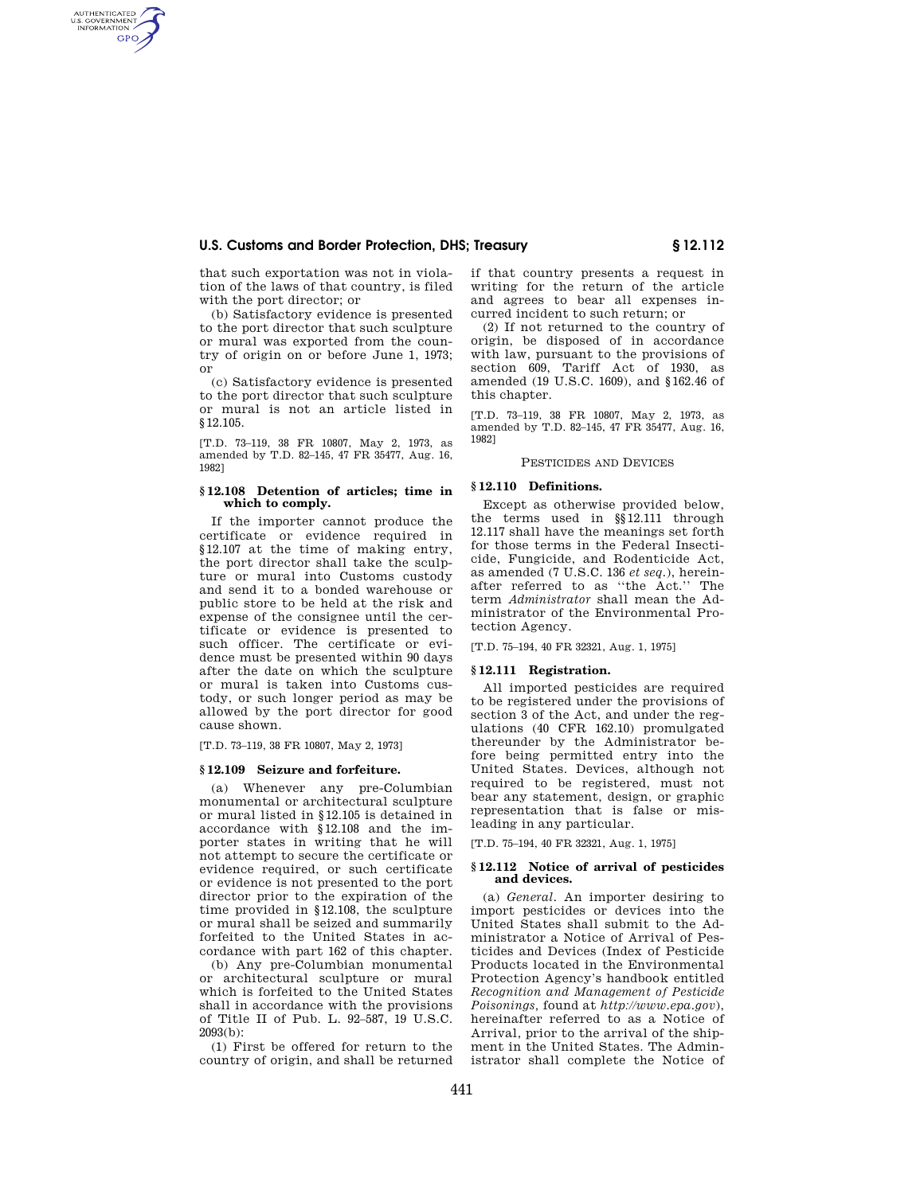that such exportation was not in violation of the laws of that country, is filed with the port director; or

(b) Satisfactory evidence is presented to the port director that such sculpture or mural was exported from the country of origin on or before June 1, 1973; or

(c) Satisfactory evidence is presented to the port director that such sculpture or mural is not an article listed in §12.105.

[T.D. 73–119, 38 FR 10807, May 2, 1973, as amended by T.D. 82–145, 47 FR 35477, Aug. 16, 1982]

### § 12.108 Detention of articles; time in which to comply.

If the importer cannot produce the certificate or evidence required in §12.107 at the time of making entry, the port director shall take the sculpture or mural into Customs custody and send it to a bonded warehouse or public store to be held at the risk and expense of the consignee until the certificate or evidence is presented to such officer. The certificate or evidence must be presented within 90 days after the date on which the sculpture or mural is taken into Customs custody, or such longer period as may be allowed by the port director for good cause shown.

[T.D. 73–119, 38 FR 10807, May 2, 1973]

### § 12.109 Seizure and forfeiture.

(a) Whenever any pre-Columbian monumental or architectural sculpture or mural listed in §12.105 is detained in accordance with §12.108 and the importer states in writing that he will not attempt to secure the certificate or evidence required, or such certificate or evidence is not presented to the port director prior to the expiration of the time provided in §12.108, the sculpture or mural shall be seized and summarily forfeited to the United States in accordance with part 162 of this chapter.

(b) Any pre-Columbian monumental or architectural sculpture or mural which is forfeited to the United States shall in accordance with the provisions of Title II of Pub. L. 92–587, 19 U.S.C. 2093(b):

(1) First be offered for return to the country of origin, and shall be returned if that country presents a request in writing for the return of the article and agrees to bear all expenses incurred incident to such return; or

(2) If not returned to the country of origin, be disposed of in accordance with law, pursuant to the provisions of section 609, Tariff Act of 1930, as amended (19 U.S.C. 1609), and §162.46 of this chapter.

[T.D. 73–119, 38 FR 10807, May 2, 1973, as amended by T.D. 82–145, 47 FR 35477, Aug. 16, 1982]

## PESTICIDES AND DEVICES

### § 12.110 Definitions.

Except as otherwise provided below, the terms used in §§12.111 through 12.117 shall have the meanings set forth for those terms in the Federal Insecticide, Fungicide, and Rodenticide Act, as amended (7 U.S.C. 136 *et seq.*), hereinafter referred to as "the Act." The term *Administrator* shall mean the Administrator of the Environmental Protection Agency.

[T.D. 75–194, 40 FR 32321, Aug. 1, 1975]

### § 12.111 Registration.

All imported pesticides are required to be registered under the provisions of section 3 of the Act, and under the regulations (40 CFR 162.10) promulgated thereunder by the Administrator before being permitted entry into the United States. Devices, although not required to be registered, must not bear any statement, design, or graphic representation that is false or misleading in any particular.

[T.D. 75–194, 40 FR 32321, Aug. 1, 1975]

### § 12.112 Notice of arrival of pesticides and devices.

(a) *General*. An importer desiring to import pesticides or devices into the United States shall submit to the Administrator a Notice of Arrival of Pesticides and Devices (Index of Pesticide Products located in the Environmental Protection Agency's handbook entitled *Recognition and Management of Pesticide Poisonings*, found at *http://www.epa.gov*), hereinafter referred to as a Notice of Arrival, prior to the arrival of the shipment in the United States. The Administrator shall complete the Notice of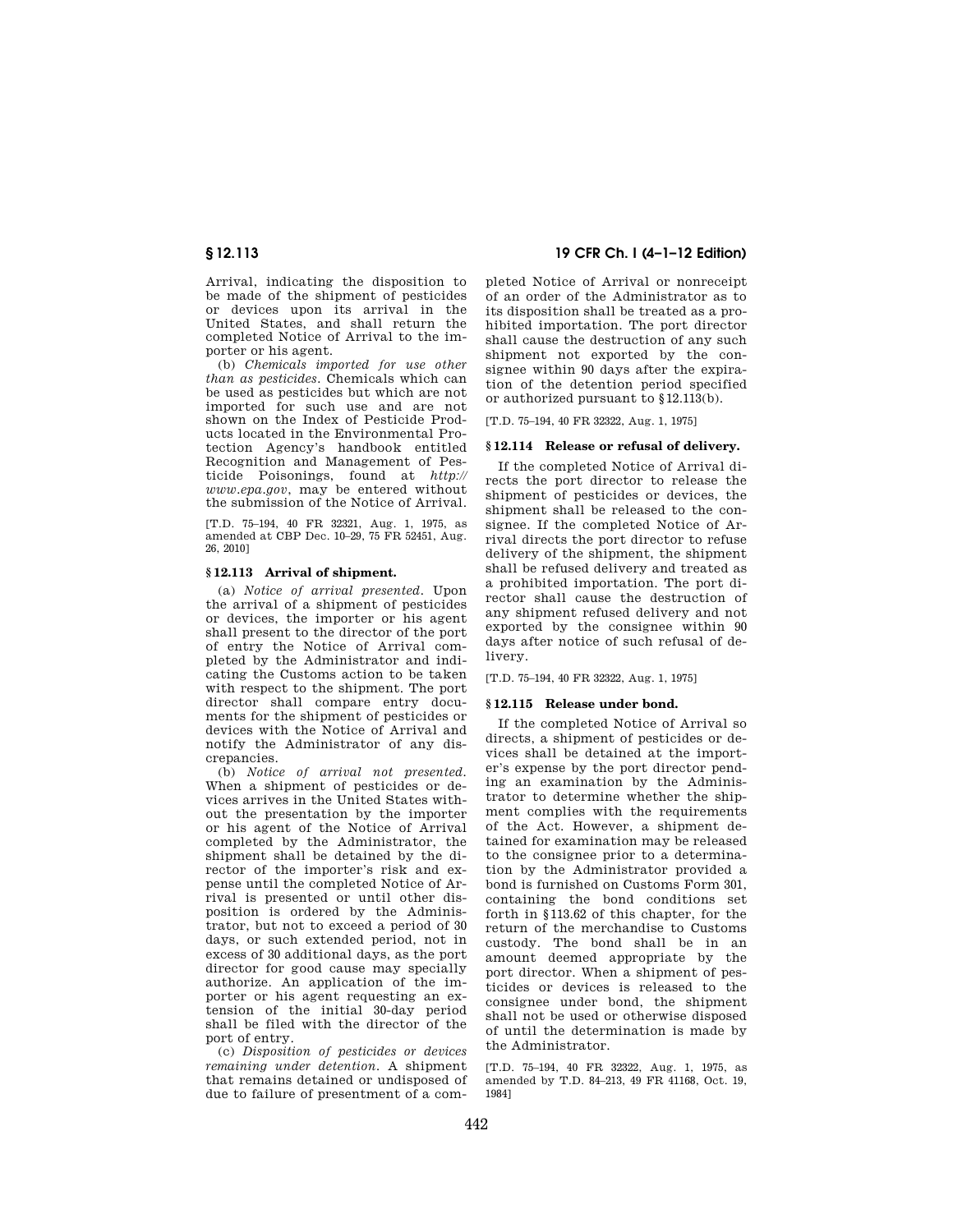Arrival, indicating the disposition to be made of the shipment of pesticides or devices upon its arrival in the United States, and shall return the completed Notice of Arrival to the importer or his agent.

(b) *Chemicals imported for use other than as pesticides.* Chemicals which can be used as pesticides but which are not imported for such use and are not shown on the Index of Pesticide Products located in the Environmental Protection Agency's handbook entitled Recognition and Management of Pesticide Poisonings, found at *http://www.epa.gov*, may be entered without the submission of the Notice of Arrival.

[T.D. 75–194, 40 FR 32321, Aug. 1, 1975, as amended at CBP Dec. 10–29, 75 FR 52451, Aug. 26, 2010]

## § 12.113 Arrival of shipment.

(a) *Notice of arrival presented.* Upon the arrival of a shipment of pesticides or devices, the importer or his agent shall present to the director of the port of entry the Notice of Arrival completed by the Administrator and indicating the Customs action to be taken with respect to the shipment. The port director shall compare entry documents for the shipment of pesticides or devices with the Notice of Arrival and notify the Administrator of any discrepancies.

(b) *Notice of arrival not presented.* When a shipment of pesticides or devices arrives in the United States without the presentation by the importer or his agent of the Notice of Arrival completed by the Administrator, the shipment shall be detained by the director of the importer's risk and expense until the completed Notice of Arrival is presented or until other disposition is ordered by the Administrator, but not to exceed a period of 30 days, or such extended period, not in excess of 30 additional days, as the port director for good cause may specially authorize. An application of the importer or his agent requesting an extension of the initial 30-day period shall be filed with the director of the port of entry.

(c) *Disposition of pesticides or devices remaining under detention.* A shipment that remains detained or undisposed of due to failure of presentment of a completed Notice of Arrival or nonreceipt of an order of the Administrator as to its disposition shall be treated as a prohibited importation. The port director shall cause the destruction of any such shipment not exported by the consignee within 90 days after the expiration of the detention period specified or authorized pursuant to §12.113(b).

[T.D. 75–194, 40 FR 32322, Aug. 1, 1975]

## § 12.114 Release or refusal of delivery.

If the completed Notice of Arrival directs the port director to release the shipment of pesticides or devices, the shipment shall be released to the consignee. If the completed Notice of Arrival directs the port director to refuse delivery of the shipment, the shipment shall be refused delivery and treated as a prohibited importation. The port director shall cause the destruction of any shipment refused delivery and not exported by the consignee within 90 days after notice of such refusal of delivery.

[T.D. 75–194, 40 FR 32322, Aug. 1, 1975]

## § 12.115 Release under bond.

If the completed Notice of Arrival so directs, a shipment of pesticides or devices shall be detained at the importer's expense by the port director pending an examination by the Administrator to determine whether the shipment complies with the requirements of the Act. However, a shipment detained for examination may be released to the consignee prior to a determination by the Administrator provided a bond is furnished on Customs Form 301, containing the bond conditions set forth in §113.62 of this chapter, for the return of the merchandise to Customs custody. The bond shall be in an amount deemed appropriate by the port director. When a shipment of pesticides or devices is released to the consignee under bond, the shipment shall not be used or otherwise disposed of until the determination is made by the Administrator.

[T.D. 75–194, 40 FR 32322, Aug. 1, 1975, as amended by T.D. 84–213, 49 FR 41168, Oct. 19, 1984]